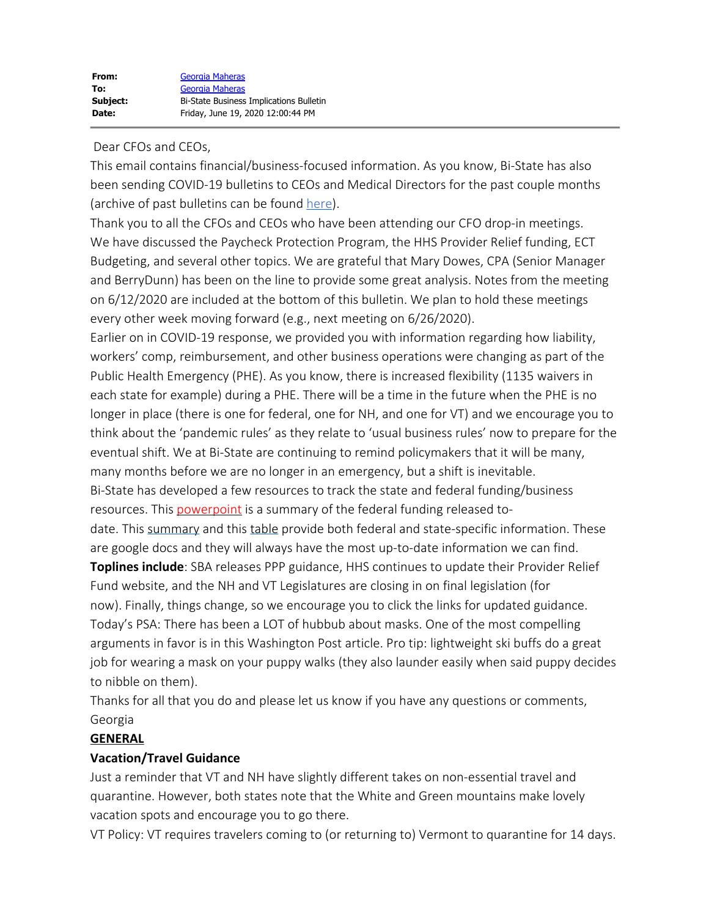| | |
|---|---|
| **From:** | Georgia Maheras |
| **To:** | Georgia Maheras |
| **Subject:** | Bi-State Business Implications Bulletin |
| **Date:** | Friday, June 19, 2020 12:00:44 PM |

Dear CFOs and CEOs,

This email contains financial/business-focused information. As you know, Bi-State has also been sending COVID-19 bulletins to CEOs and Medical Directors for the past couple months (archive of past bulletins can be found here).

Thank you to all the CFOs and CEOs who have been attending our CFO drop-in meetings. We have discussed the Paycheck Protection Program, the HHS Provider Relief funding, ECT Budgeting, and several other topics. We are grateful that Mary Dowes, CPA (Senior Manager and BerryDunn) has been on the line to provide some great analysis. Notes from the meeting on 6/12/2020 are included at the bottom of this bulletin. We plan to hold these meetings every other week moving forward (e.g., next meeting on 6/26/2020).

Earlier on in COVID-19 response, we provided you with information regarding how liability, workers' comp, reimbursement, and other business operations were changing as part of the Public Health Emergency (PHE). As you know, there is increased flexibility (1135 waivers in each state for example) during a PHE. There will be a time in the future when the PHE is no longer in place (there is one for federal, one for NH, and one for VT) and we encourage you to think about the 'pandemic rules' as they relate to 'usual business rules' now to prepare for the eventual shift. We at Bi-State are continuing to remind policymakers that it will be many, many months before we are no longer in an emergency, but a shift is inevitable.

Bi-State has developed a few resources to track the state and federal funding/business resources. This powerpoint is a summary of the federal funding released to-date. This summary and this table provide both federal and state-specific information. These are google docs and they will always have the most up-to-date information we can find.

**Toplines include**: SBA releases PPP guidance, HHS continues to update their Provider Relief Fund website, and the NH and VT Legislatures are closing in on final legislation (for now). Finally, things change, so we encourage you to click the links for updated guidance.

Today's PSA: There has been a LOT of hubbub about masks. One of the most compelling arguments in favor is in this Washington Post article. Pro tip: lightweight ski buffs do a great job for wearing a mask on your puppy walks (they also launder easily when said puppy decides to nibble on them).

Thanks for all that you do and please let us know if you have any questions or comments,

Georgia

## GENERAL

### Vacation/Travel Guidance

Just a reminder that VT and NH have slightly different takes on non-essential travel and quarantine. However, both states note that the White and Green mountains make lovely vacation spots and encourage you to go there.

VT Policy: VT requires travelers coming to (or returning to) Vermont to quarantine for 14 days.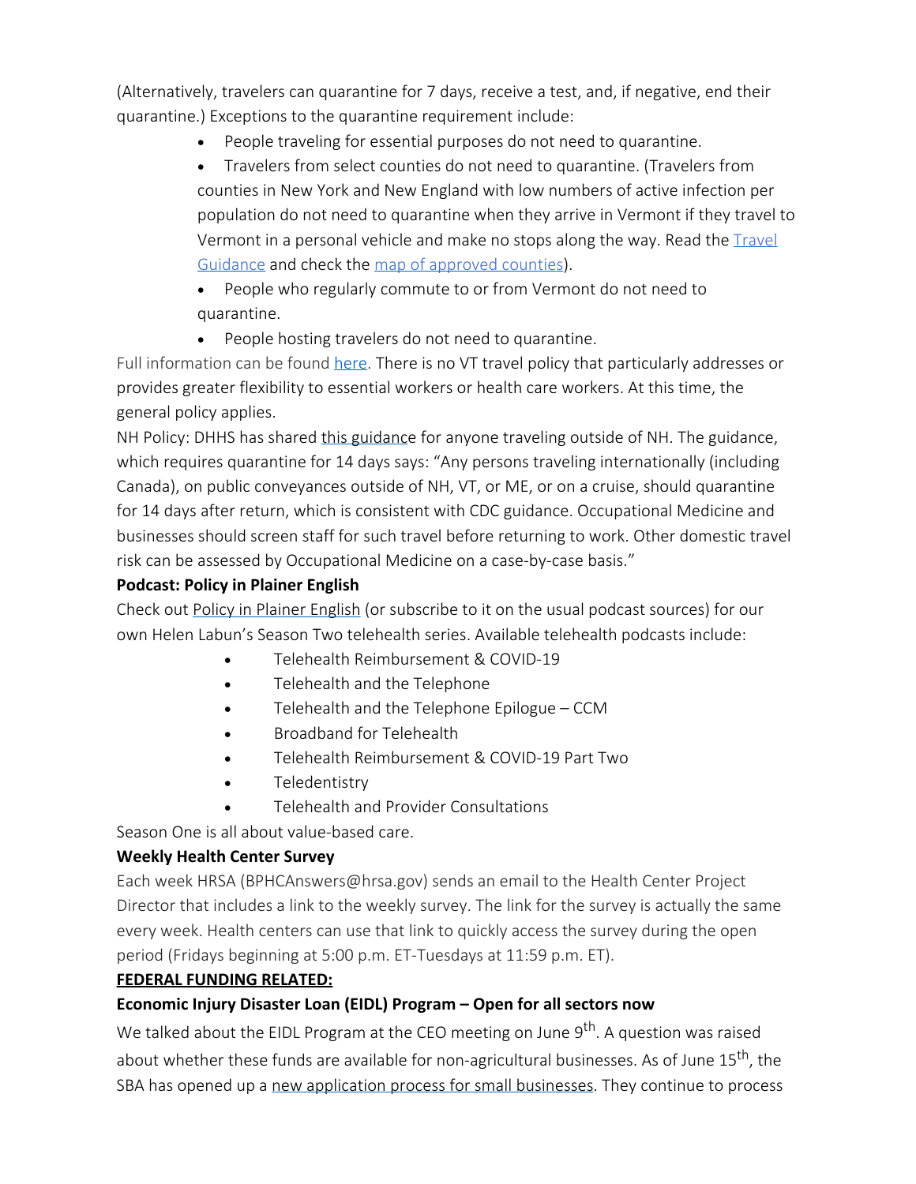(Alternatively, travelers can quarantine for 7 days, receive a test, and, if negative, end their quarantine.) Exceptions to the quarantine requirement include:

- People traveling for essential purposes do not need to quarantine.
- Travelers from select counties do not need to quarantine. (Travelers from counties in New York and New England with low numbers of active infection per population do not need to quarantine when they arrive in Vermont if they travel to Vermont in a personal vehicle and make no stops along the way. Read the Travel Guidance and check the map of approved counties).
- People who regularly commute to or from Vermont do not need to quarantine.
- People hosting travelers do not need to quarantine.

Full information can be found here. There is no VT travel policy that particularly addresses or provides greater flexibility to essential workers or health care workers. At this time, the general policy applies.

NH Policy: DHHS has shared this guidance for anyone traveling outside of NH. The guidance, which requires quarantine for 14 days says: "Any persons traveling internationally (including Canada), on public conveyances outside of NH, VT, or ME, or on a cruise, should quarantine for 14 days after return, which is consistent with CDC guidance. Occupational Medicine and businesses should screen staff for such travel before returning to work. Other domestic travel risk can be assessed by Occupational Medicine on a case-by-case basis."

**Podcast: Policy in Plainer English**

Check out Policy in Plainer English (or subscribe to it on the usual podcast sources) for our own Helen Labun's Season Two telehealth series. Available telehealth podcasts include:

- Telehealth Reimbursement & COVID-19
- Telehealth and the Telephone
- Telehealth and the Telephone Epilogue – CCM
- Broadband for Telehealth
- Telehealth Reimbursement & COVID-19 Part Two
- Teledentistry
- Telehealth and Provider Consultations

Season One is all about value-based care.

**Weekly Health Center Survey**

Each week HRSA (BPHCAnswers@hrsa.gov) sends an email to the Health Center Project Director that includes a link to the weekly survey. The link for the survey is actually the same every week. Health centers can use that link to quickly access the survey during the open period (Fridays beginning at 5:00 p.m. ET-Tuesdays at 11:59 p.m. ET).

**<u>FEDERAL FUNDING RELATED:</u>**

**Economic Injury Disaster Loan (EIDL) Program – Open for all sectors now**

We talked about the EIDL Program at the CEO meeting on June 9th. A question was raised about whether these funds are available for non-agricultural businesses. As of June 15th, the SBA has opened up a new application process for small businesses. They continue to process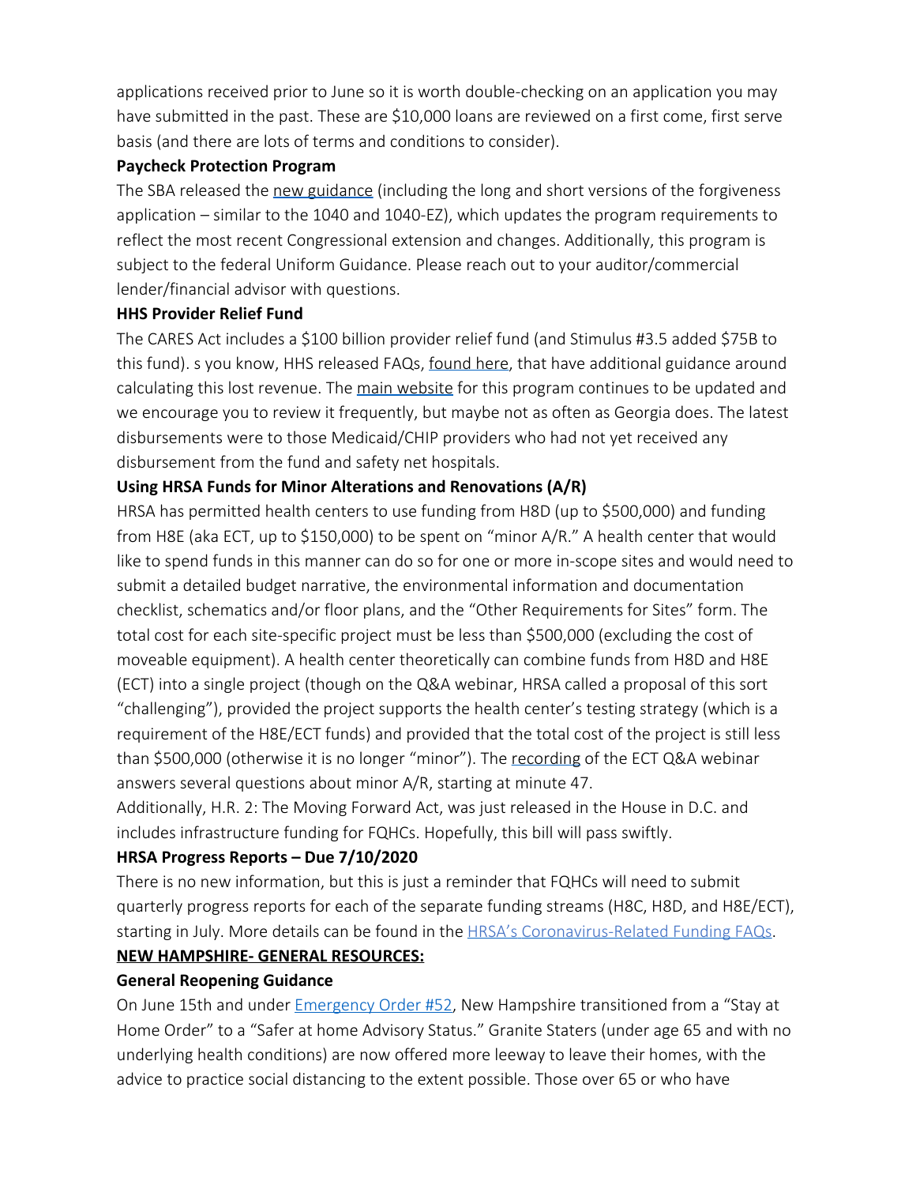applications received prior to June so it is worth double-checking on an application you may have submitted in the past. These are $10,000 loans are reviewed on a first come, first serve basis (and there are lots of terms and conditions to consider).

**Paycheck Protection Program**

The SBA released the new guidance (including the long and short versions of the forgiveness application – similar to the 1040 and 1040-EZ), which updates the program requirements to reflect the most recent Congressional extension and changes. Additionally, this program is subject to the federal Uniform Guidance. Please reach out to your auditor/commercial lender/financial advisor with questions.

**HHS Provider Relief Fund**

The CARES Act includes a $100 billion provider relief fund (and Stimulus #3.5 added $75B to this fund). s you know, HHS released FAQs, found here, that have additional guidance around calculating this lost revenue. The main website for this program continues to be updated and we encourage you to review it frequently, but maybe not as often as Georgia does. The latest disbursements were to those Medicaid/CHIP providers who had not yet received any disbursement from the fund and safety net hospitals.

**Using HRSA Funds for Minor Alterations and Renovations (A/R)**

HRSA has permitted health centers to use funding from H8D (up to $500,000) and funding from H8E (aka ECT, up to $150,000) to be spent on "minor A/R." A health center that would like to spend funds in this manner can do so for one or more in-scope sites and would need to submit a detailed budget narrative, the environmental information and documentation checklist, schematics and/or floor plans, and the "Other Requirements for Sites" form. The total cost for each site-specific project must be less than $500,000 (excluding the cost of moveable equipment). A health center theoretically can combine funds from H8D and H8E (ECT) into a single project (though on the Q&A webinar, HRSA called a proposal of this sort "challenging"), provided the project supports the health center's testing strategy (which is a requirement of the H8E/ECT funds) and provided that the total cost of the project is still less than $500,000 (otherwise it is no longer "minor"). The recording of the ECT Q&A webinar answers several questions about minor A/R, starting at minute 47.

Additionally, H.R. 2: The Moving Forward Act, was just released in the House in D.C. and includes infrastructure funding for FQHCs. Hopefully, this bill will pass swiftly.

**HRSA Progress Reports – Due 7/10/2020**

There is no new information, but this is just a reminder that FQHCs will need to submit quarterly progress reports for each of the separate funding streams (H8C, H8D, and H8E/ECT), starting in July. More details can be found in the HRSA's Coronavirus-Related Funding FAQs.

**NEW HAMPSHIRE- GENERAL RESOURCES:**

**General Reopening Guidance**

On June 15th and under Emergency Order #52, New Hampshire transitioned from a "Stay at Home Order" to a "Safer at home Advisory Status." Granite Staters (under age 65 and with no underlying health conditions) are now offered more leeway to leave their homes, with the advice to practice social distancing to the extent possible. Those over 65 or who have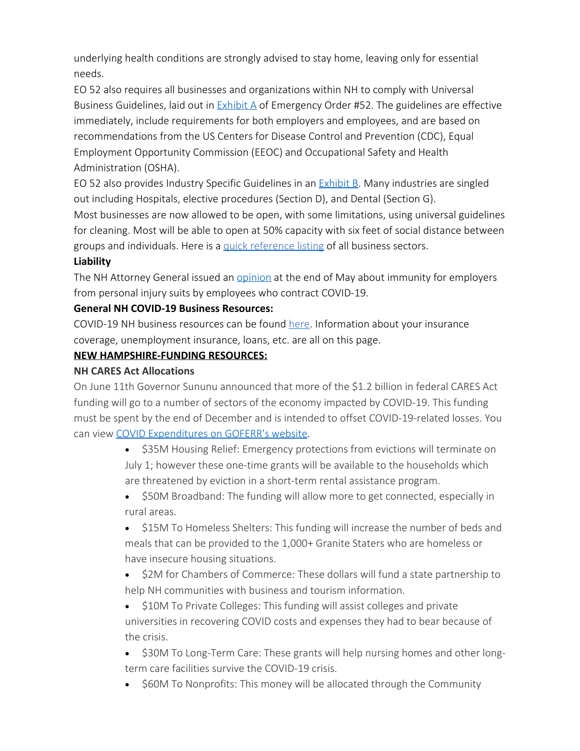underlying health conditions are strongly advised to stay home, leaving only for essential needs.

EO 52 also requires all businesses and organizations within NH to comply with Universal Business Guidelines, laid out in Exhibit A of Emergency Order #52. The guidelines are effective immediately, include requirements for both employers and employees, and are based on recommendations from the US Centers for Disease Control and Prevention (CDC), Equal Employment Opportunity Commission (EEOC) and Occupational Safety and Health Administration (OSHA).

EO 52 also provides Industry Specific Guidelines in an Exhibit B. Many industries are singled out including Hospitals, elective procedures (Section D), and Dental (Section G).

Most businesses are now allowed to be open, with some limitations, using universal guidelines for cleaning. Most will be able to open at 50% capacity with six feet of social distance between groups and individuals. Here is a quick reference listing of all business sectors.

**Liability**

The NH Attorney General issued an opinion at the end of May about immunity for employers from personal injury suits by employees who contract COVID-19.

**General NH COVID-19 Business Resources:**

COVID-19 NH business resources can be found here. Information about your insurance coverage, unemployment insurance, loans, etc. are all on this page.

**NEW HAMPSHIRE-FUNDING RESOURCES:**

**NH CARES Act Allocations**

On June 11th Governor Sununu announced that more of the $1.2 billion in federal CARES Act funding will go to a number of sectors of the economy impacted by COVID-19. This funding must be spent by the end of December and is intended to offset COVID-19-related losses. You can view COVID Expenditures on GOFERR's website.

- $35M Housing Relief: Emergency protections from evictions will terminate on July 1; however these one-time grants will be available to the households which are threatened by eviction in a short-term rental assistance program.
- $50M Broadband: The funding will allow more to get connected, especially in rural areas.
- $15M To Homeless Shelters: This funding will increase the number of beds and meals that can be provided to the 1,000+ Granite Staters who are homeless or have insecure housing situations.
- $2M for Chambers of Commerce: These dollars will fund a state partnership to help NH communities with business and tourism information.
- $10M To Private Colleges: This funding will assist colleges and private universities in recovering COVID costs and expenses they had to bear because of the crisis.
- $30M To Long-Term Care: These grants will help nursing homes and other long-term care facilities survive the COVID-19 crisis.
- $60M To Nonprofits: This money will be allocated through the Community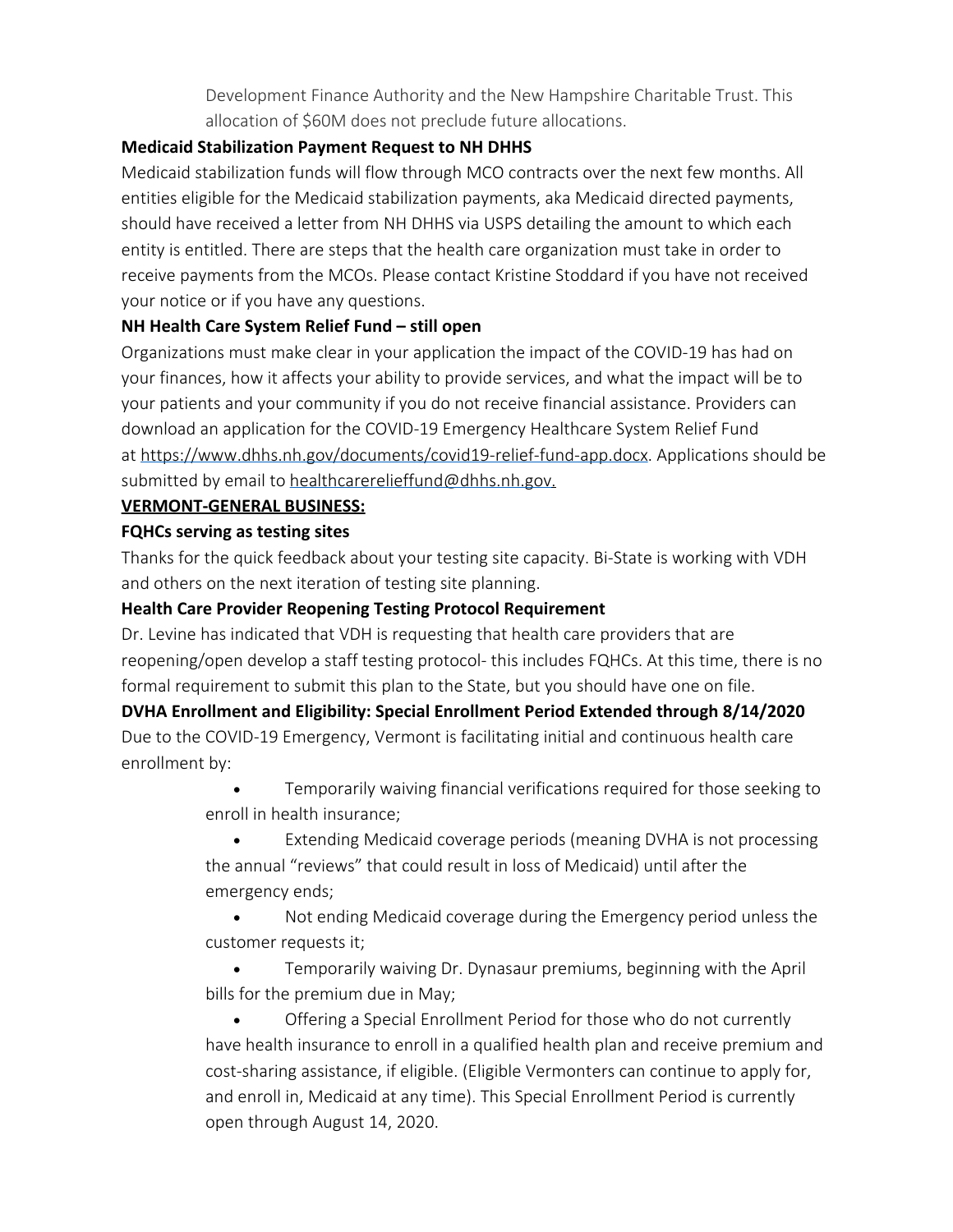Development Finance Authority and the New Hampshire Charitable Trust. This allocation of $60M does not preclude future allocations.

**Medicaid Stabilization Payment Request to NH DHHS**

Medicaid stabilization funds will flow through MCO contracts over the next few months. All entities eligible for the Medicaid stabilization payments, aka Medicaid directed payments, should have received a letter from NH DHHS via USPS detailing the amount to which each entity is entitled. There are steps that the health care organization must take in order to receive payments from the MCOs. Please contact Kristine Stoddard if you have not received your notice or if you have any questions.

**NH Health Care System Relief Fund – still open**

Organizations must make clear in your application the impact of the COVID-19 has had on your finances, how it affects your ability to provide services, and what the impact will be to your patients and your community if you do not receive financial assistance. Providers can download an application for the COVID-19 Emergency Healthcare System Relief Fund at [https://www.dhhs.nh.gov/documents/covid19-relief-fund-app.docx](https://www.dhhs.nh.gov/documents/covid19-relief-fund-app.docx). Applications should be submitted by email to healthcarerelieffund@dhhs.nh.gov.

**VERMONT-GENERAL BUSINESS:**

**FQHCs serving as testing sites**

Thanks for the quick feedback about your testing site capacity. Bi-State is working with VDH and others on the next iteration of testing site planning.

**Health Care Provider Reopening Testing Protocol Requirement**

Dr. Levine has indicated that VDH is requesting that health care providers that are reopening/open develop a staff testing protocol- this includes FQHCs. At this time, there is no formal requirement to submit this plan to the State, but you should have one on file.

**DVHA Enrollment and Eligibility: Special Enrollment Period Extended through 8/14/2020**

Due to the COVID-19 Emergency, Vermont is facilitating initial and continuous health care enrollment by:

- Temporarily waiving financial verifications required for those seeking to enroll in health insurance;
- Extending Medicaid coverage periods (meaning DVHA is not processing the annual "reviews" that could result in loss of Medicaid) until after the emergency ends;
- Not ending Medicaid coverage during the Emergency period unless the customer requests it;
- Temporarily waiving Dr. Dynasaur premiums, beginning with the April bills for the premium due in May;
- Offering a Special Enrollment Period for those who do not currently have health insurance to enroll in a qualified health plan and receive premium and cost-sharing assistance, if eligible. (Eligible Vermonters can continue to apply for, and enroll in, Medicaid at any time). This Special Enrollment Period is currently open through August 14, 2020.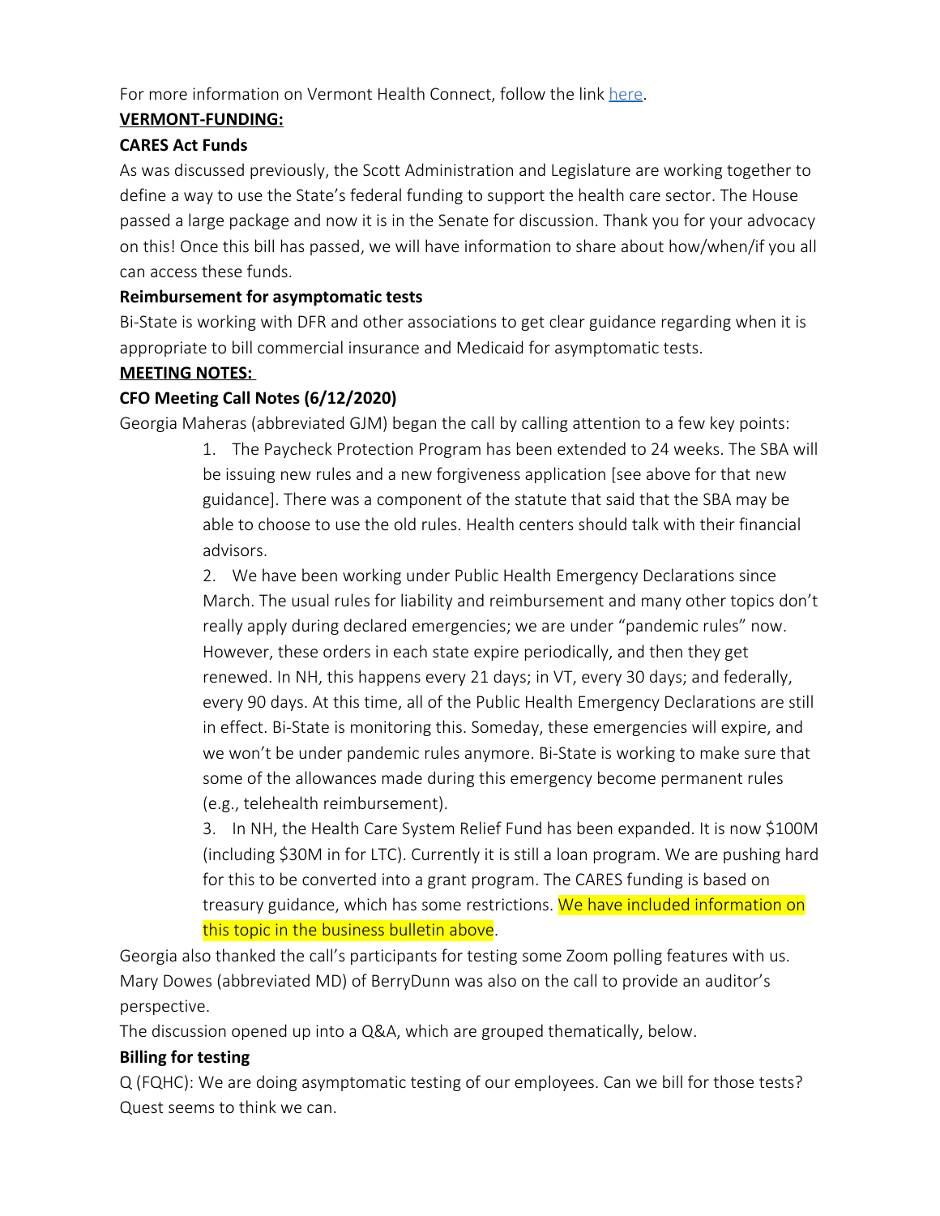For more information on Vermont Health Connect, follow the link [here](#).

**VERMONT-FUNDING:**

**CARES Act Funds**

As was discussed previously, the Scott Administration and Legislature are working together to define a way to use the State's federal funding to support the health care sector. The House passed a large package and now it is in the Senate for discussion. Thank you for your advocacy on this! Once this bill has passed, we will have information to share about how/when/if you all can access these funds.

**Reimbursement for asymptomatic tests**

Bi-State is working with DFR and other associations to get clear guidance regarding when it is appropriate to bill commercial insurance and Medicaid for asymptomatic tests.

**MEETING NOTES:**

**CFO Meeting Call Notes (6/12/2020)**

Georgia Maheras (abbreviated GJM) began the call by calling attention to a few key points:

1. The Paycheck Protection Program has been extended to 24 weeks. The SBA will be issuing new rules and a new forgiveness application [see above for that new guidance]. There was a component of the statute that said that the SBA may be able to choose to use the old rules. Health centers should talk with their financial advisors.
2. We have been working under Public Health Emergency Declarations since March. The usual rules for liability and reimbursement and many other topics don't really apply during declared emergencies; we are under "pandemic rules" now. However, these orders in each state expire periodically, and then they get renewed. In NH, this happens every 21 days; in VT, every 30 days; and federally, every 90 days. At this time, all of the Public Health Emergency Declarations are still in effect. Bi-State is monitoring this. Someday, these emergencies will expire, and we won't be under pandemic rules anymore. Bi-State is working to make sure that some of the allowances made during this emergency become permanent rules (e.g., telehealth reimbursement).
3. In NH, the Health Care System Relief Fund has been expanded. It is now $100M (including $30M in for LTC). Currently it is still a loan program. We are pushing hard for this to be converted into a grant program. The CARES funding is based on treasury guidance, which has some restrictions. We have included information on this topic in the business bulletin above.

Georgia also thanked the call's participants for testing some Zoom polling features with us. Mary Dowes (abbreviated MD) of BerryDunn was also on the call to provide an auditor's perspective.

The discussion opened up into a Q&A, which are grouped thematically, below.

**Billing for testing**

Q (FQHC): We are doing asymptomatic testing of our employees. Can we bill for those tests? Quest seems to think we can.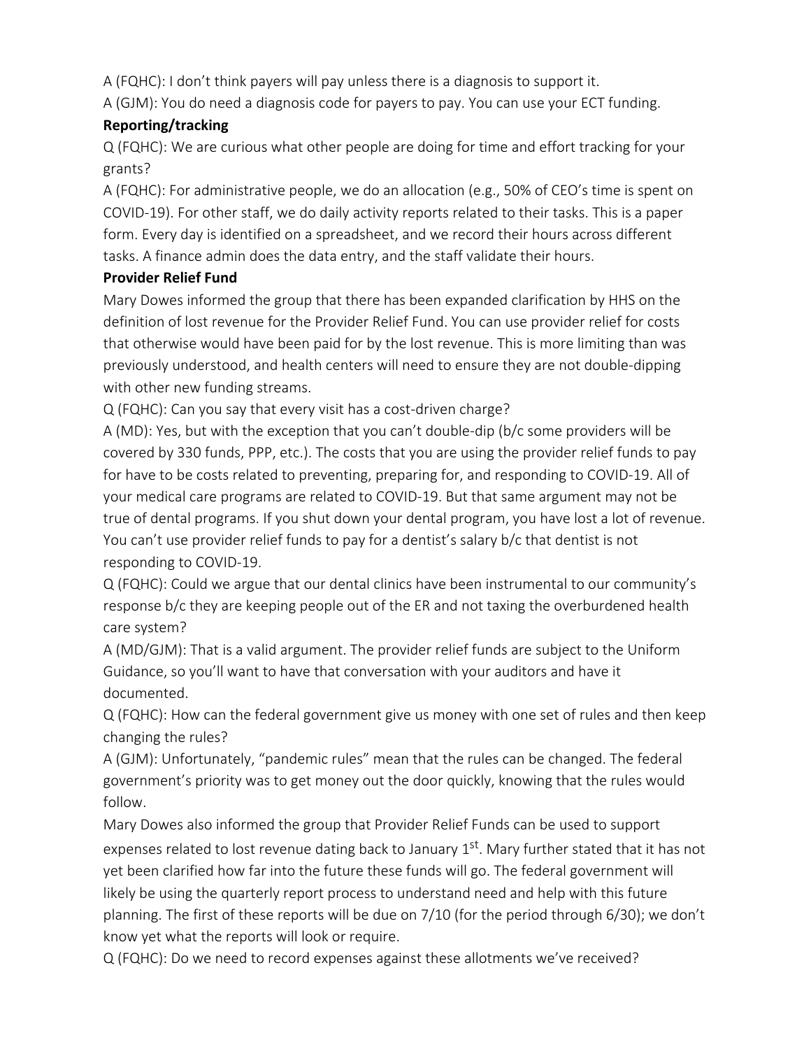A (FQHC): I don't think payers will pay unless there is a diagnosis to support it.

A (GJM): You do need a diagnosis code for payers to pay. You can use your ECT funding.

**Reporting/tracking**

Q (FQHC): We are curious what other people are doing for time and effort tracking for your grants?

A (FQHC): For administrative people, we do an allocation (e.g., 50% of CEO's time is spent on COVID-19). For other staff, we do daily activity reports related to their tasks. This is a paper form. Every day is identified on a spreadsheet, and we record their hours across different tasks. A finance admin does the data entry, and the staff validate their hours.

**Provider Relief Fund**

Mary Dowes informed the group that there has been expanded clarification by HHS on the definition of lost revenue for the Provider Relief Fund. You can use provider relief for costs that otherwise would have been paid for by the lost revenue. This is more limiting than was previously understood, and health centers will need to ensure they are not double-dipping with other new funding streams.

Q (FQHC): Can you say that every visit has a cost-driven charge?

A (MD): Yes, but with the exception that you can't double-dip (b/c some providers will be covered by 330 funds, PPP, etc.). The costs that you are using the provider relief funds to pay for have to be costs related to preventing, preparing for, and responding to COVID-19. All of your medical care programs are related to COVID-19. But that same argument may not be true of dental programs. If you shut down your dental program, you have lost a lot of revenue. You can't use provider relief funds to pay for a dentist's salary b/c that dentist is not responding to COVID-19.

Q (FQHC): Could we argue that our dental clinics have been instrumental to our community's response b/c they are keeping people out of the ER and not taxing the overburdened health care system?

A (MD/GJM): That is a valid argument. The provider relief funds are subject to the Uniform Guidance, so you'll want to have that conversation with your auditors and have it documented.

Q (FQHC): How can the federal government give us money with one set of rules and then keep changing the rules?

A (GJM): Unfortunately, "pandemic rules" mean that the rules can be changed. The federal government's priority was to get money out the door quickly, knowing that the rules would follow.

Mary Dowes also informed the group that Provider Relief Funds can be used to support expenses related to lost revenue dating back to January 1st. Mary further stated that it has not yet been clarified how far into the future these funds will go. The federal government will likely be using the quarterly report process to understand need and help with this future planning. The first of these reports will be due on 7/10 (for the period through 6/30); we don't know yet what the reports will look or require.

Q (FQHC): Do we need to record expenses against these allotments we've received?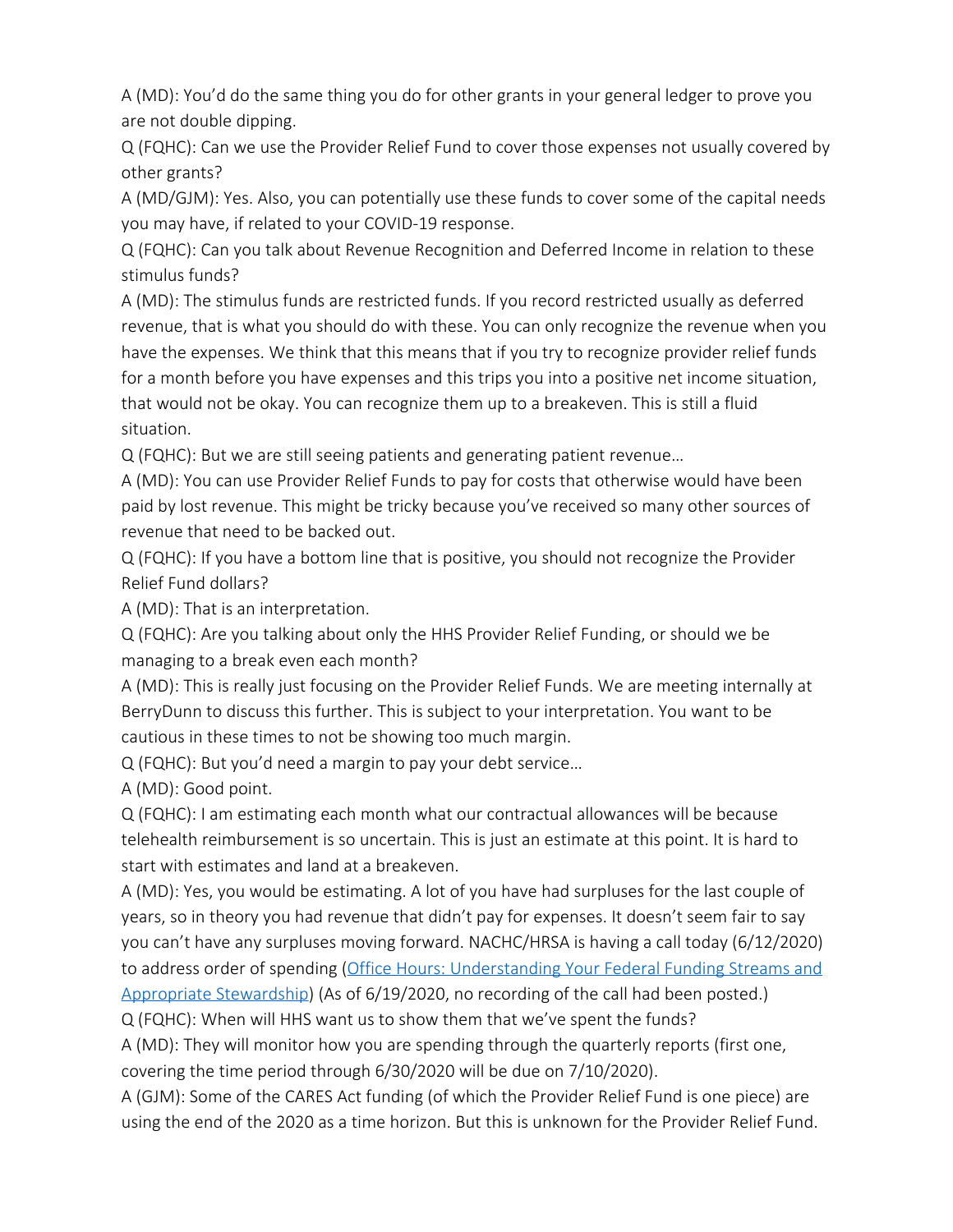A (MD): You'd do the same thing you do for other grants in your general ledger to prove you are not double dipping.

Q (FQHC): Can we use the Provider Relief Fund to cover those expenses not usually covered by other grants?

A (MD/GJM): Yes. Also, you can potentially use these funds to cover some of the capital needs you may have, if related to your COVID-19 response.

Q (FQHC): Can you talk about Revenue Recognition and Deferred Income in relation to these stimulus funds?

A (MD): The stimulus funds are restricted funds. If you record restricted usually as deferred revenue, that is what you should do with these. You can only recognize the revenue when you have the expenses. We think that this means that if you try to recognize provider relief funds for a month before you have expenses and this trips you into a positive net income situation, that would not be okay. You can recognize them up to a breakeven. This is still a fluid situation.

Q (FQHC): But we are still seeing patients and generating patient revenue…

A (MD): You can use Provider Relief Funds to pay for costs that otherwise would have been paid by lost revenue. This might be tricky because you've received so many other sources of revenue that need to be backed out.

Q (FQHC): If you have a bottom line that is positive, you should not recognize the Provider Relief Fund dollars?

A (MD): That is an interpretation.

Q (FQHC): Are you talking about only the HHS Provider Relief Funding, or should we be managing to a break even each month?

A (MD): This is really just focusing on the Provider Relief Funds. We are meeting internally at BerryDunn to discuss this further. This is subject to your interpretation. You want to be cautious in these times to not be showing too much margin.

Q (FQHC): But you'd need a margin to pay your debt service…

A (MD): Good point.

Q (FQHC): I am estimating each month what our contractual allowances will be because telehealth reimbursement is so uncertain. This is just an estimate at this point. It is hard to start with estimates and land at a breakeven.

A (MD): Yes, you would be estimating. A lot of you have had surpluses for the last couple of years, so in theory you had revenue that didn't pay for expenses. It doesn't seem fair to say you can't have any surpluses moving forward. NACHC/HRSA is having a call today (6/12/2020) to address order of spending ([Office Hours: Understanding Your Federal Funding Streams and Appropriate Stewardship]()) (As of 6/19/2020, no recording of the call had been posted.)

Q (FQHC): When will HHS want us to show them that we've spent the funds?

A (MD): They will monitor how you are spending through the quarterly reports (first one, covering the time period through 6/30/2020 will be due on 7/10/2020).

A (GJM): Some of the CARES Act funding (of which the Provider Relief Fund is one piece) are using the end of the 2020 as a time horizon. But this is unknown for the Provider Relief Fund.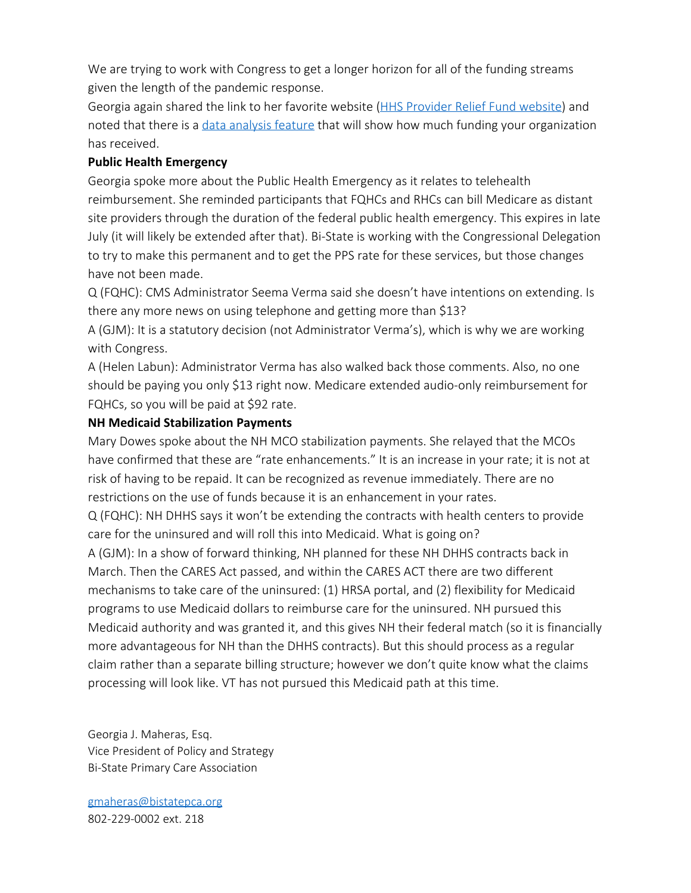We are trying to work with Congress to get a longer horizon for all of the funding streams given the length of the pandemic response.

Georgia again shared the link to her favorite website ([HHS Provider Relief Fund website]()) and noted that there is a [data analysis feature]() that will show how much funding your organization has received.

**Public Health Emergency**

Georgia spoke more about the Public Health Emergency as it relates to telehealth reimbursement. She reminded participants that FQHCs and RHCs can bill Medicare as distant site providers through the duration of the federal public health emergency. This expires in late July (it will likely be extended after that). Bi-State is working with the Congressional Delegation to try to make this permanent and to get the PPS rate for these services, but those changes have not been made.

Q (FQHC): CMS Administrator Seema Verma said she doesn't have intentions on extending. Is there any more news on using telephone and getting more than $13?

A (GJM): It is a statutory decision (not Administrator Verma's), which is why we are working with Congress.

A (Helen Labun): Administrator Verma has also walked back those comments. Also, no one should be paying you only $13 right now. Medicare extended audio-only reimbursement for FQHCs, so you will be paid at $92 rate.

**NH Medicaid Stabilization Payments**

Mary Dowes spoke about the NH MCO stabilization payments. She relayed that the MCOs have confirmed that these are "rate enhancements." It is an increase in your rate; it is not at risk of having to be repaid. It can be recognized as revenue immediately. There are no restrictions on the use of funds because it is an enhancement in your rates.

Q (FQHC): NH DHHS says it won't be extending the contracts with health centers to provide care for the uninsured and will roll this into Medicaid. What is going on?

A (GJM): In a show of forward thinking, NH planned for these NH DHHS contracts back in March. Then the CARES Act passed, and within the CARES ACT there are two different mechanisms to take care of the uninsured: (1) HRSA portal, and (2) flexibility for Medicaid programs to use Medicaid dollars to reimburse care for the uninsured. NH pursued this Medicaid authority and was granted it, and this gives NH their federal match (so it is financially more advantageous for NH than the DHHS contracts). But this should process as a regular claim rather than a separate billing structure; however we don't quite know what the claims processing will look like. VT has not pursued this Medicaid path at this time.

Georgia J. Maheras, Esq.
Vice President of Policy and Strategy
Bi-State Primary Care Association

[gmaheras@bistatepca.org](mailto:gmaheras@bistatepca.org)
802-229-0002 ext. 218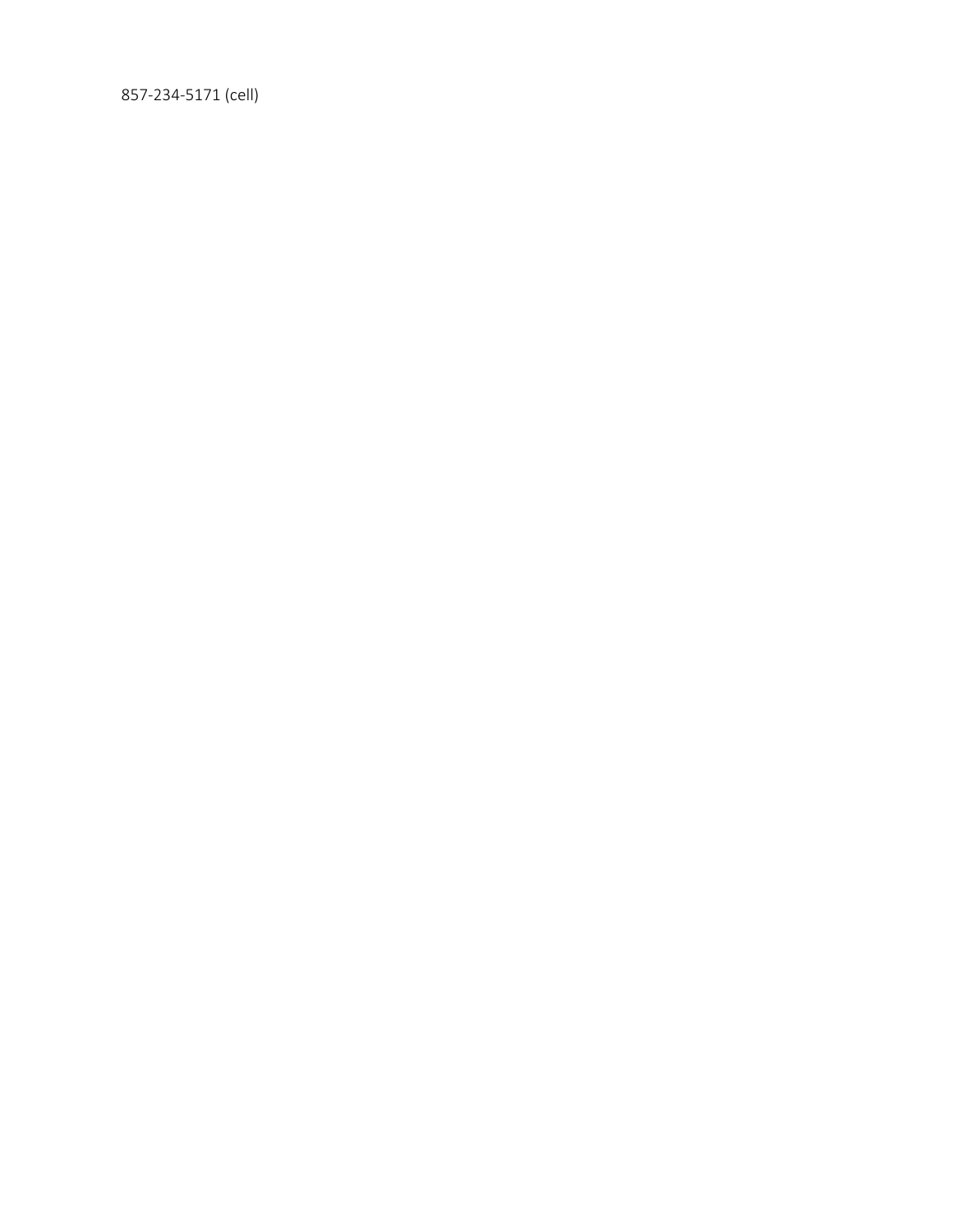857-234-5171 (cell)